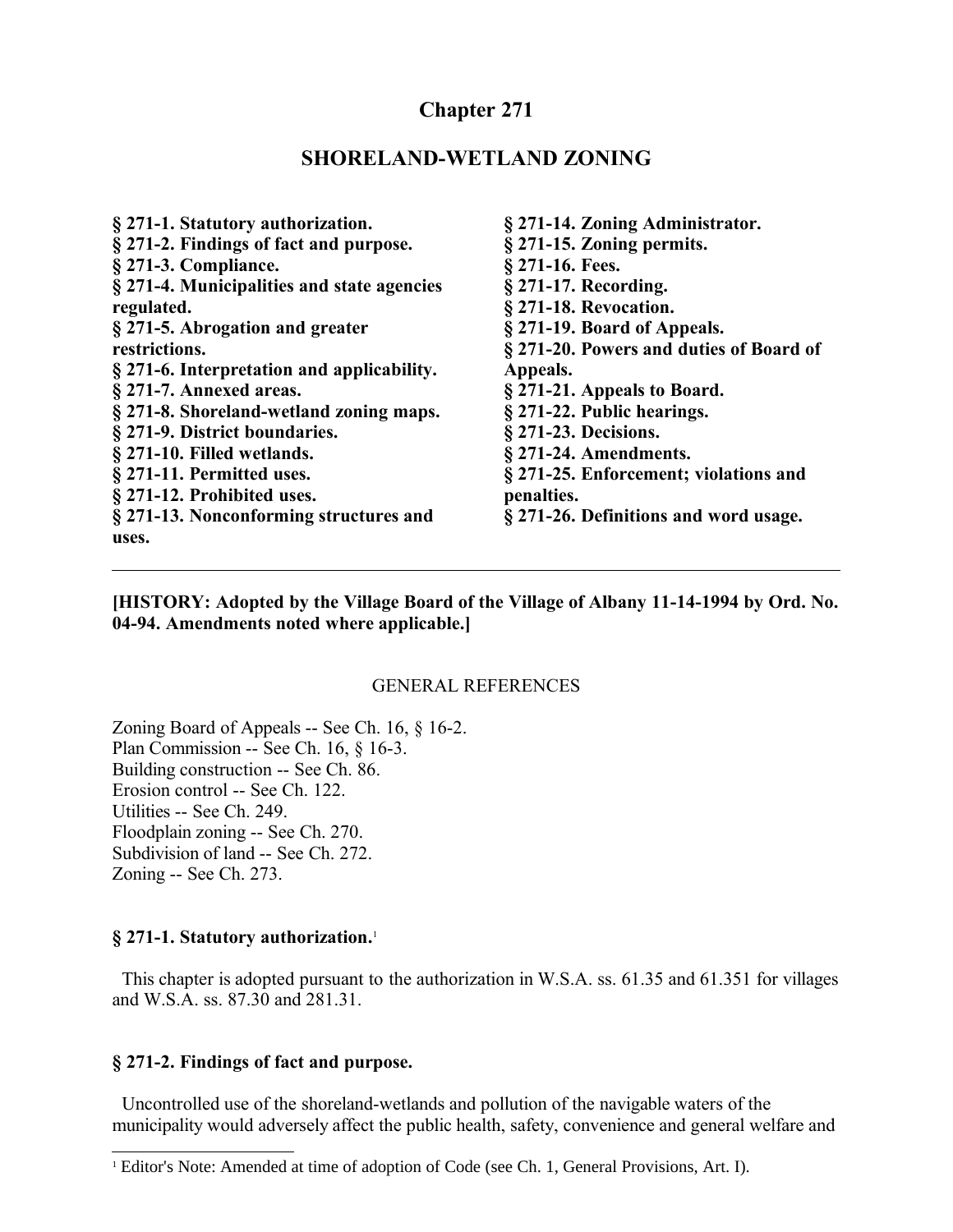# Chapter 271

## SHORELAND-WETLAND ZONING

**§ 271-1. Statutory authorization.**
**§ 271-2. Findings of fact and purpose.**
**§ 271-3. Compliance.**
**§ 271-4. Municipalities and state agencies regulated.**
**§ 271-5. Abrogation and greater restrictions.**
**§ 271-6. Interpretation and applicability.**
**§ 271-7. Annexed areas.**
**§ 271-8. Shoreland-wetland zoning maps.**
**§ 271-9. District boundaries.**
**§ 271-10. Filled wetlands.**
**§ 271-11. Permitted uses.**
**§ 271-12. Prohibited uses.**
**§ 271-13. Nonconforming structures and uses.**
**§ 271-14. Zoning Administrator.**
**§ 271-15. Zoning permits.**
**§ 271-16. Fees.**
**§ 271-17. Recording.**
**§ 271-18. Revocation.**
**§ 271-19. Board of Appeals.**
**§ 271-20. Powers and duties of Board of Appeals.**
**§ 271-21. Appeals to Board.**
**§ 271-22. Public hearings.**
**§ 271-23. Decisions.**
**§ 271-24. Amendments.**
**§ 271-25. Enforcement; violations and penalties.**
**§ 271-26. Definitions and word usage.**

---

**[HISTORY: Adopted by the Village Board of the Village of Albany 11-14-1994 by Ord. No. 04-94. Amendments noted where applicable.]**

GENERAL REFERENCES

Zoning Board of Appeals -- See Ch. 16, § 16-2.
Plan Commission -- See Ch. 16, § 16-3.
Building construction -- See Ch. 86.
Erosion control -- See Ch. 122.
Utilities -- See Ch. 249.
Floodplain zoning -- See Ch. 270.
Subdivision of land -- See Ch. 272.
Zoning -- See Ch. 273.

### § 271-1. Statutory authorization.[1]

This chapter is adopted pursuant to the authorization in W.S.A. ss. 61.35 and 61.351 for villages and W.S.A. ss. 87.30 and 281.31.

### § 271-2. Findings of fact and purpose.

Uncontrolled use of the shoreland-wetlands and pollution of the navigable waters of the municipality would adversely affect the public health, safety, convenience and general welfare and

[1] Editor's Note: Amended at time of adoption of Code (see Ch. 1, General Provisions, Art. I).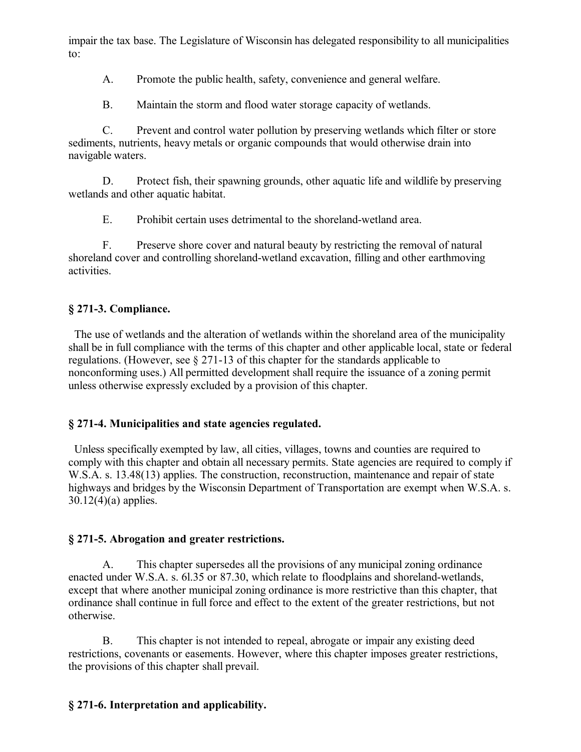impair the tax base. The Legislature of Wisconsin has delegated responsibility to all municipalities to:

A. Promote the public health, safety, convenience and general welfare.

B. Maintain the storm and flood water storage capacity of wetlands.

C. Prevent and control water pollution by preserving wetlands which filter or store sediments, nutrients, heavy metals or organic compounds that would otherwise drain into navigable waters.

D. Protect fish, their spawning grounds, other aquatic life and wildlife by preserving wetlands and other aquatic habitat.

E. Prohibit certain uses detrimental to the shoreland-wetland area.

F. Preserve shore cover and natural beauty by restricting the removal of natural shoreland cover and controlling shoreland-wetland excavation, filling and other earthmoving activities.

### § 271-3. Compliance.

The use of wetlands and the alteration of wetlands within the shoreland area of the municipality shall be in full compliance with the terms of this chapter and other applicable local, state or federal regulations. (However, see § 271-13 of this chapter for the standards applicable to nonconforming uses.) All permitted development shall require the issuance of a zoning permit unless otherwise expressly excluded by a provision of this chapter.

### § 271-4. Municipalities and state agencies regulated.

Unless specifically exempted by law, all cities, villages, towns and counties are required to comply with this chapter and obtain all necessary permits. State agencies are required to comply if W.S.A. s. 13.48(13) applies. The construction, reconstruction, maintenance and repair of state highways and bridges by the Wisconsin Department of Transportation are exempt when W.S.A. s. 30.12(4)(a) applies.

### § 271-5. Abrogation and greater restrictions.

A. This chapter supersedes all the provisions of any municipal zoning ordinance enacted under W.S.A. s. 6l.35 or 87.30, which relate to floodplains and shoreland-wetlands, except that where another municipal zoning ordinance is more restrictive than this chapter, that ordinance shall continue in full force and effect to the extent of the greater restrictions, but not otherwise.

B. This chapter is not intended to repeal, abrogate or impair any existing deed restrictions, covenants or easements. However, where this chapter imposes greater restrictions, the provisions of this chapter shall prevail.

### § 271-6. Interpretation and applicability.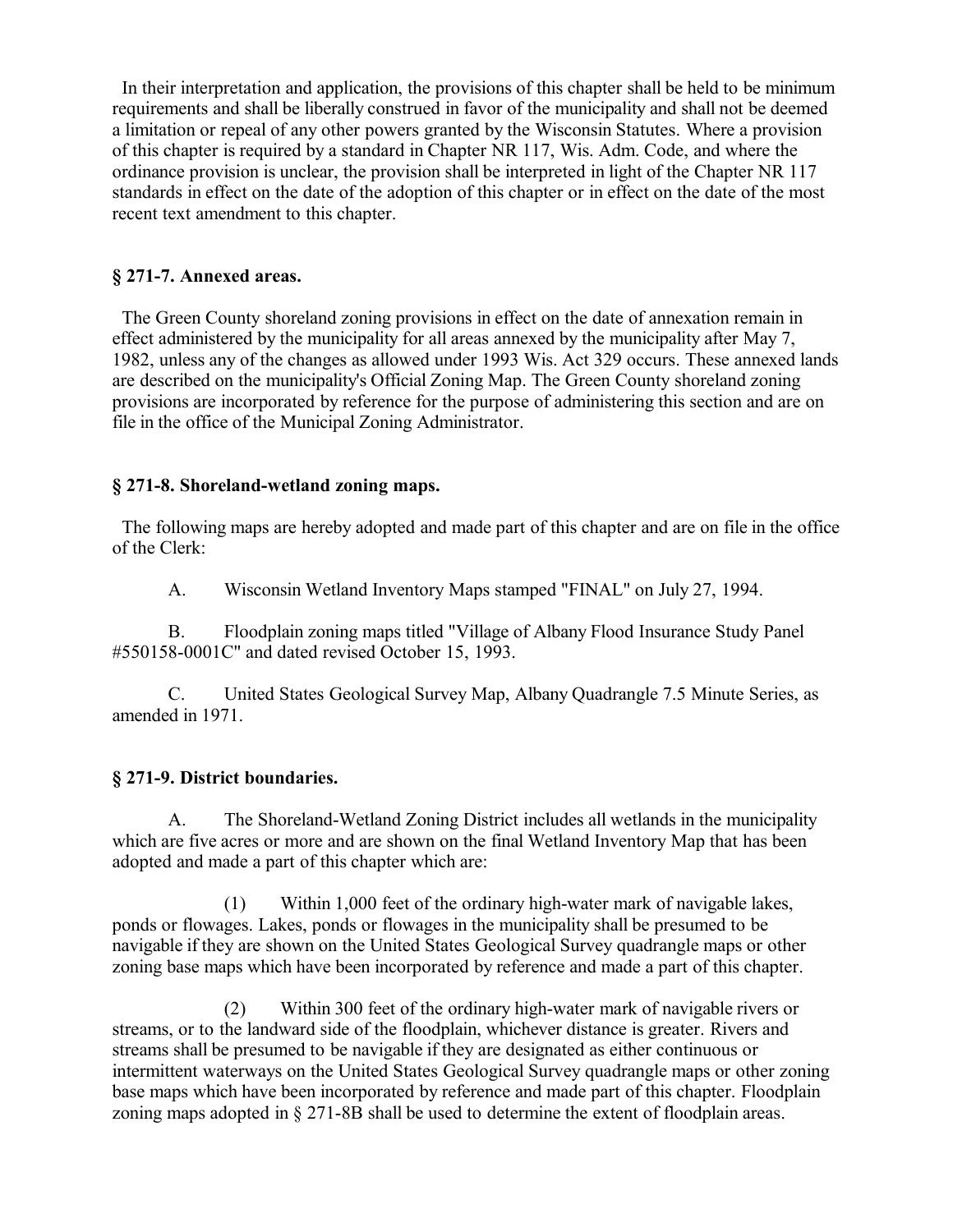In their interpretation and application, the provisions of this chapter shall be held to be minimum requirements and shall be liberally construed in favor of the municipality and shall not be deemed a limitation or repeal of any other powers granted by the Wisconsin Statutes. Where a provision of this chapter is required by a standard in Chapter NR 117, Wis. Adm. Code, and where the ordinance provision is unclear, the provision shall be interpreted in light of the Chapter NR 117 standards in effect on the date of the adoption of this chapter or in effect on the date of the most recent text amendment to this chapter.

### § 271-7. Annexed areas.

The Green County shoreland zoning provisions in effect on the date of annexation remain in effect administered by the municipality for all areas annexed by the municipality after May 7, 1982, unless any of the changes as allowed under 1993 Wis. Act 329 occurs. These annexed lands are described on the municipality's Official Zoning Map. The Green County shoreland zoning provisions are incorporated by reference for the purpose of administering this section and are on file in the office of the Municipal Zoning Administrator.

### § 271-8. Shoreland-wetland zoning maps.

The following maps are hereby adopted and made part of this chapter and are on file in the office of the Clerk:

A. Wisconsin Wetland Inventory Maps stamped "FINAL" on July 27, 1994.

B. Floodplain zoning maps titled "Village of Albany Flood Insurance Study Panel #550158-0001C" and dated revised October 15, 1993.

C. United States Geological Survey Map, Albany Quadrangle 7.5 Minute Series, as amended in 1971.

### § 271-9. District boundaries.

A. The Shoreland-Wetland Zoning District includes all wetlands in the municipality which are five acres or more and are shown on the final Wetland Inventory Map that has been adopted and made a part of this chapter which are:

(1) Within 1,000 feet of the ordinary high-water mark of navigable lakes, ponds or flowages. Lakes, ponds or flowages in the municipality shall be presumed to be navigable if they are shown on the United States Geological Survey quadrangle maps or other zoning base maps which have been incorporated by reference and made a part of this chapter.

(2) Within 300 feet of the ordinary high-water mark of navigable rivers or streams, or to the landward side of the floodplain, whichever distance is greater. Rivers and streams shall be presumed to be navigable if they are designated as either continuous or intermittent waterways on the United States Geological Survey quadrangle maps or other zoning base maps which have been incorporated by reference and made part of this chapter. Floodplain zoning maps adopted in § 271-8B shall be used to determine the extent of floodplain areas.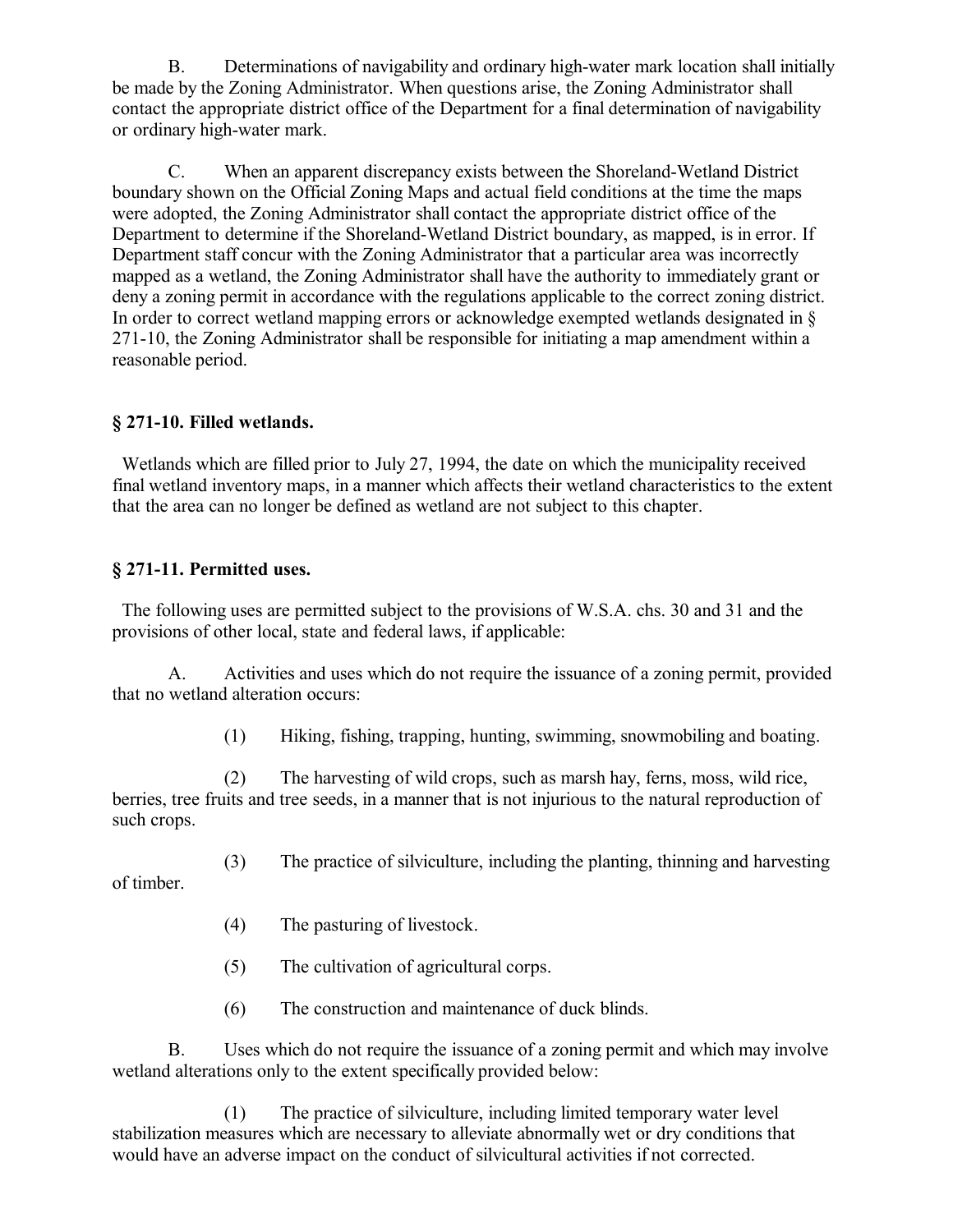B. Determinations of navigability and ordinary high-water mark location shall initially be made by the Zoning Administrator. When questions arise, the Zoning Administrator shall contact the appropriate district office of the Department for a final determination of navigability or ordinary high-water mark.

C. When an apparent discrepancy exists between the Shoreland-Wetland District boundary shown on the Official Zoning Maps and actual field conditions at the time the maps were adopted, the Zoning Administrator shall contact the appropriate district office of the Department to determine if the Shoreland-Wetland District boundary, as mapped, is in error. If Department staff concur with the Zoning Administrator that a particular area was incorrectly mapped as a wetland, the Zoning Administrator shall have the authority to immediately grant or deny a zoning permit in accordance with the regulations applicable to the correct zoning district. In order to correct wetland mapping errors or acknowledge exempted wetlands designated in § 271-10, the Zoning Administrator shall be responsible for initiating a map amendment within a reasonable period.

### § 271-10. Filled wetlands.

Wetlands which are filled prior to July 27, 1994, the date on which the municipality received final wetland inventory maps, in a manner which affects their wetland characteristics to the extent that the area can no longer be defined as wetland are not subject to this chapter.

### § 271-11. Permitted uses.

The following uses are permitted subject to the provisions of W.S.A. chs. 30 and 31 and the provisions of other local, state and federal laws, if applicable:

A. Activities and uses which do not require the issuance of a zoning permit, provided that no wetland alteration occurs:

(1) Hiking, fishing, trapping, hunting, swimming, snowmobiling and boating.

(2) The harvesting of wild crops, such as marsh hay, ferns, moss, wild rice, berries, tree fruits and tree seeds, in a manner that is not injurious to the natural reproduction of such crops.

(3) The practice of silviculture, including the planting, thinning and harvesting of timber.

(4) The pasturing of livestock.

(5) The cultivation of agricultural corps.

(6) The construction and maintenance of duck blinds.

B. Uses which do not require the issuance of a zoning permit and which may involve wetland alterations only to the extent specifically provided below:

(1) The practice of silviculture, including limited temporary water level stabilization measures which are necessary to alleviate abnormally wet or dry conditions that would have an adverse impact on the conduct of silvicultural activities if not corrected.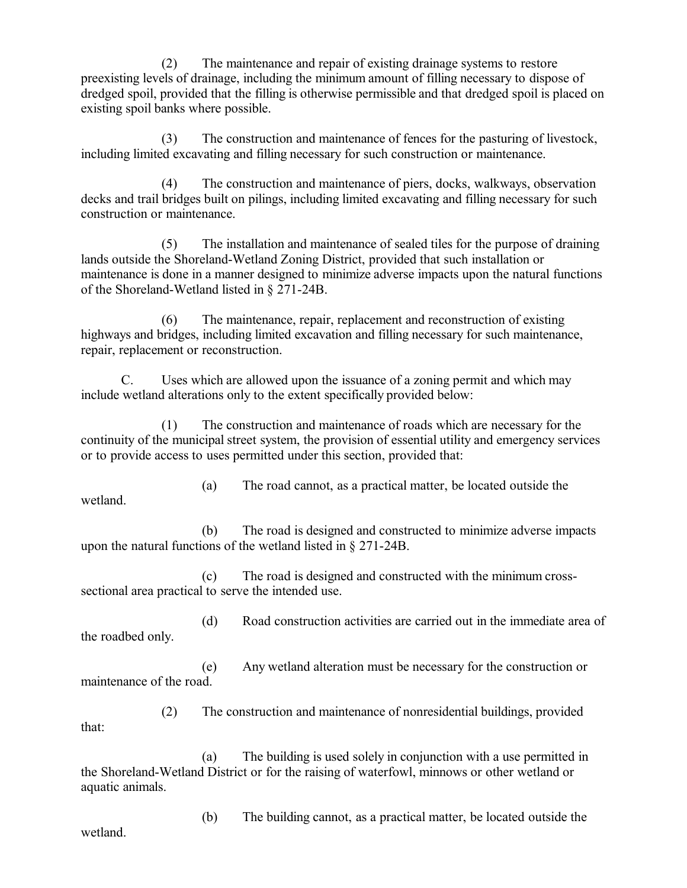(2) The maintenance and repair of existing drainage systems to restore preexisting levels of drainage, including the minimum amount of filling necessary to dispose of dredged spoil, provided that the filling is otherwise permissible and that dredged spoil is placed on existing spoil banks where possible.

(3) The construction and maintenance of fences for the pasturing of livestock, including limited excavating and filling necessary for such construction or maintenance.

(4) The construction and maintenance of piers, docks, walkways, observation decks and trail bridges built on pilings, including limited excavating and filling necessary for such construction or maintenance.

(5) The installation and maintenance of sealed tiles for the purpose of draining lands outside the Shoreland-Wetland Zoning District, provided that such installation or maintenance is done in a manner designed to minimize adverse impacts upon the natural functions of the Shoreland-Wetland listed in § 271-24B.

(6) The maintenance, repair, replacement and reconstruction of existing highways and bridges, including limited excavation and filling necessary for such maintenance, repair, replacement or reconstruction.

C. Uses which are allowed upon the issuance of a zoning permit and which may include wetland alterations only to the extent specifically provided below:

(1) The construction and maintenance of roads which are necessary for the continuity of the municipal street system, the provision of essential utility and emergency services or to provide access to uses permitted under this section, provided that:

(a) The road cannot, as a practical matter, be located outside the wetland.

(b) The road is designed and constructed to minimize adverse impacts upon the natural functions of the wetland listed in § 271-24B.

(c) The road is designed and constructed with the minimum cross-sectional area practical to serve the intended use.

(d) Road construction activities are carried out in the immediate area of the roadbed only.

(e) Any wetland alteration must be necessary for the construction or maintenance of the road.

(2) The construction and maintenance of nonresidential buildings, provided that:

(a) The building is used solely in conjunction with a use permitted in the Shoreland-Wetland District or for the raising of waterfowl, minnows or other wetland or aquatic animals.

(b) The building cannot, as a practical matter, be located outside the wetland.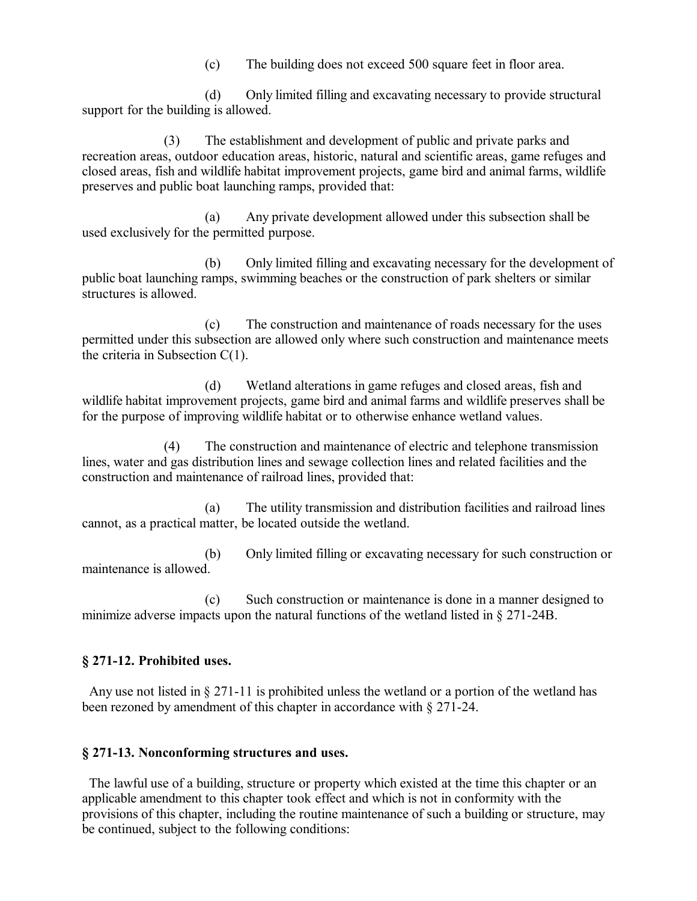(c) The building does not exceed 500 square feet in floor area.

(d) Only limited filling and excavating necessary to provide structural support for the building is allowed.

(3) The establishment and development of public and private parks and recreation areas, outdoor education areas, historic, natural and scientific areas, game refuges and closed areas, fish and wildlife habitat improvement projects, game bird and animal farms, wildlife preserves and public boat launching ramps, provided that:

(a) Any private development allowed under this subsection shall be used exclusively for the permitted purpose.

(b) Only limited filling and excavating necessary for the development of public boat launching ramps, swimming beaches or the construction of park shelters or similar structures is allowed.

(c) The construction and maintenance of roads necessary for the uses permitted under this subsection are allowed only where such construction and maintenance meets the criteria in Subsection C(1).

(d) Wetland alterations in game refuges and closed areas, fish and wildlife habitat improvement projects, game bird and animal farms and wildlife preserves shall be for the purpose of improving wildlife habitat or to otherwise enhance wetland values.

(4) The construction and maintenance of electric and telephone transmission lines, water and gas distribution lines and sewage collection lines and related facilities and the construction and maintenance of railroad lines, provided that:

(a) The utility transmission and distribution facilities and railroad lines cannot, as a practical matter, be located outside the wetland.

(b) Only limited filling or excavating necessary for such construction or maintenance is allowed.

(c) Such construction or maintenance is done in a manner designed to minimize adverse impacts upon the natural functions of the wetland listed in § 271-24B.

### § 271-12. Prohibited uses.

Any use not listed in § 271-11 is prohibited unless the wetland or a portion of the wetland has been rezoned by amendment of this chapter in accordance with § 271-24.

### § 271-13. Nonconforming structures and uses.

The lawful use of a building, structure or property which existed at the time this chapter or an applicable amendment to this chapter took effect and which is not in conformity with the provisions of this chapter, including the routine maintenance of such a building or structure, may be continued, subject to the following conditions: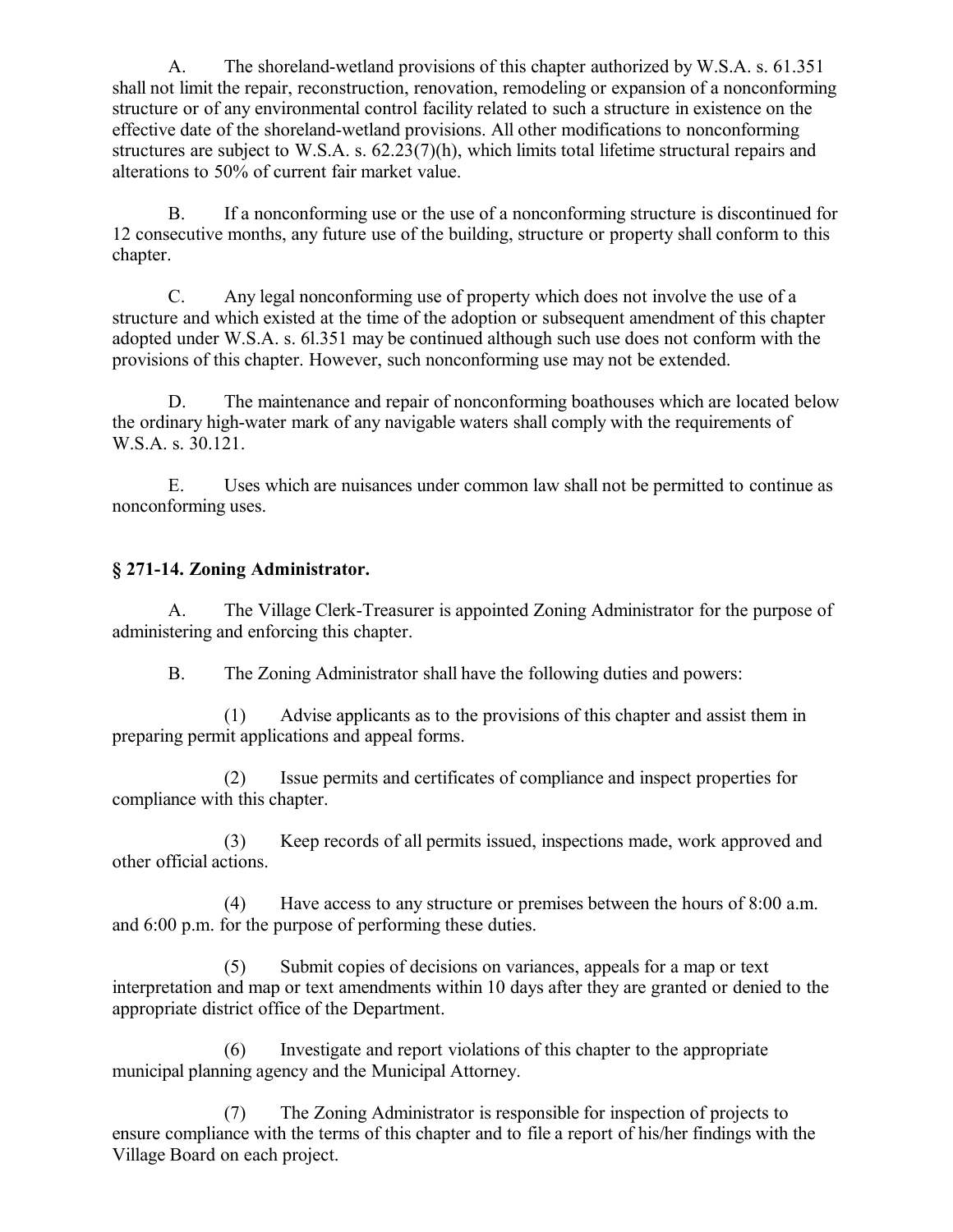A. The shoreland-wetland provisions of this chapter authorized by W.S.A. s. 61.351 shall not limit the repair, reconstruction, renovation, remodeling or expansion of a nonconforming structure or of any environmental control facility related to such a structure in existence on the effective date of the shoreland-wetland provisions. All other modifications to nonconforming structures are subject to W.S.A. s. 62.23(7)(h), which limits total lifetime structural repairs and alterations to 50% of current fair market value.

B. If a nonconforming use or the use of a nonconforming structure is discontinued for 12 consecutive months, any future use of the building, structure or property shall conform to this chapter.

C. Any legal nonconforming use of property which does not involve the use of a structure and which existed at the time of the adoption or subsequent amendment of this chapter adopted under W.S.A. s. 6l.351 may be continued although such use does not conform with the provisions of this chapter. However, such nonconforming use may not be extended.

D. The maintenance and repair of nonconforming boathouses which are located below the ordinary high-water mark of any navigable waters shall comply with the requirements of W.S.A. s. 30.121.

E. Uses which are nuisances under common law shall not be permitted to continue as nonconforming uses.

## § 271-14. Zoning Administrator.

A. The Village Clerk-Treasurer is appointed Zoning Administrator for the purpose of administering and enforcing this chapter.

B. The Zoning Administrator shall have the following duties and powers:

(1) Advise applicants as to the provisions of this chapter and assist them in preparing permit applications and appeal forms.

(2) Issue permits and certificates of compliance and inspect properties for compliance with this chapter.

(3) Keep records of all permits issued, inspections made, work approved and other official actions.

(4) Have access to any structure or premises between the hours of 8:00 a.m. and 6:00 p.m. for the purpose of performing these duties.

(5) Submit copies of decisions on variances, appeals for a map or text interpretation and map or text amendments within 10 days after they are granted or denied to the appropriate district office of the Department.

(6) Investigate and report violations of this chapter to the appropriate municipal planning agency and the Municipal Attorney.

(7) The Zoning Administrator is responsible for inspection of projects to ensure compliance with the terms of this chapter and to file a report of his/her findings with the Village Board on each project.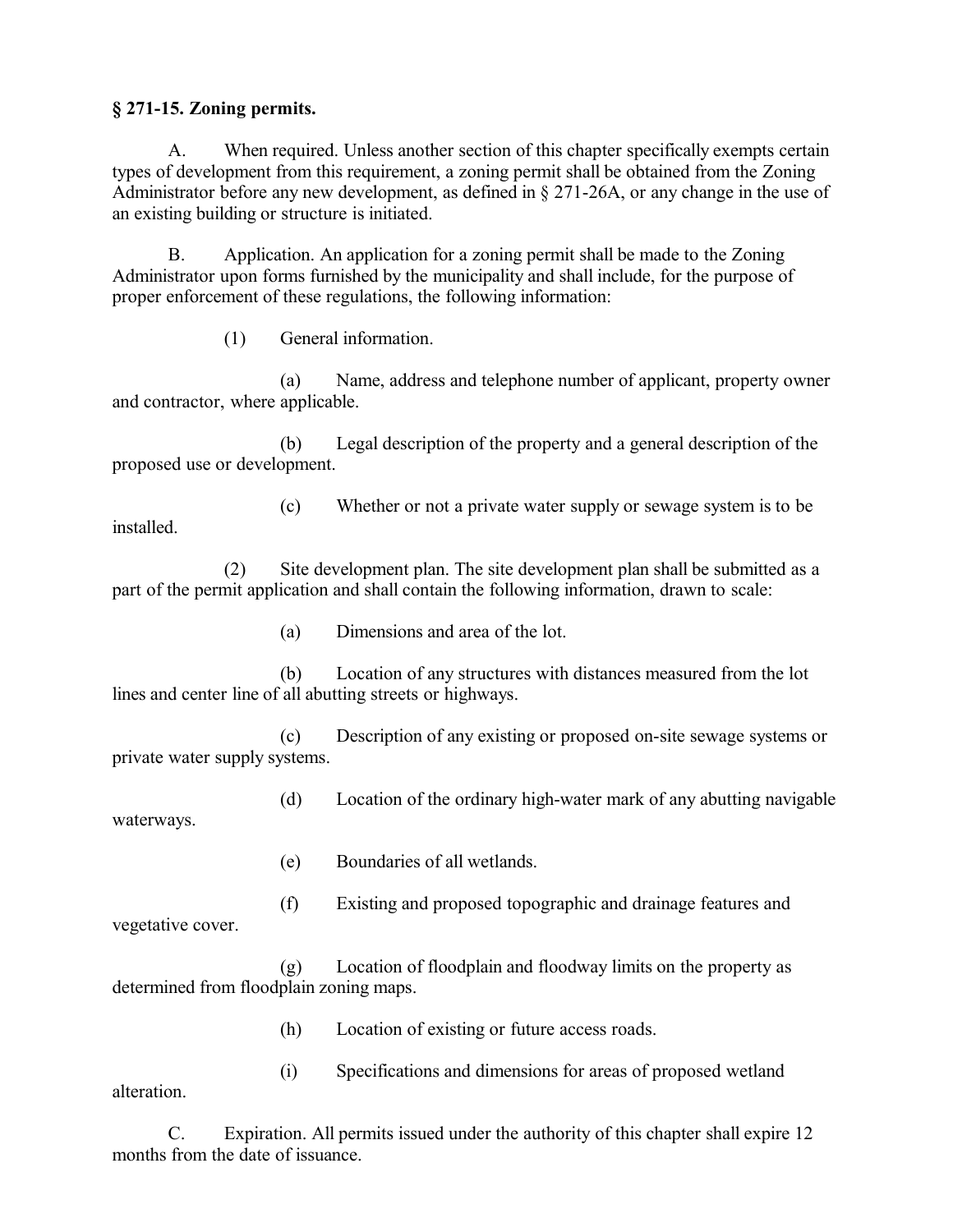**§ 271-15. Zoning permits.**

A. When required. Unless another section of this chapter specifically exempts certain types of development from this requirement, a zoning permit shall be obtained from the Zoning Administrator before any new development, as defined in § 271-26A, or any change in the use of an existing building or structure is initiated.

B. Application. An application for a zoning permit shall be made to the Zoning Administrator upon forms furnished by the municipality and shall include, for the purpose of proper enforcement of these regulations, the following information:

(1) General information.

(a) Name, address and telephone number of applicant, property owner and contractor, where applicable.

(b) Legal description of the property and a general description of the proposed use or development.

(c) Whether or not a private water supply or sewage system is to be installed.

(2) Site development plan. The site development plan shall be submitted as a part of the permit application and shall contain the following information, drawn to scale:

(a) Dimensions and area of the lot.

(b) Location of any structures with distances measured from the lot lines and center line of all abutting streets or highways.

(c) Description of any existing or proposed on-site sewage systems or private water supply systems.

(d) Location of the ordinary high-water mark of any abutting navigable waterways.

(e) Boundaries of all wetlands.

(f) Existing and proposed topographic and drainage features and vegetative cover.

(g) Location of floodplain and floodway limits on the property as determined from floodplain zoning maps.

(h) Location of existing or future access roads.

(i) Specifications and dimensions for areas of proposed wetland alteration.

C. Expiration. All permits issued under the authority of this chapter shall expire 12 months from the date of issuance.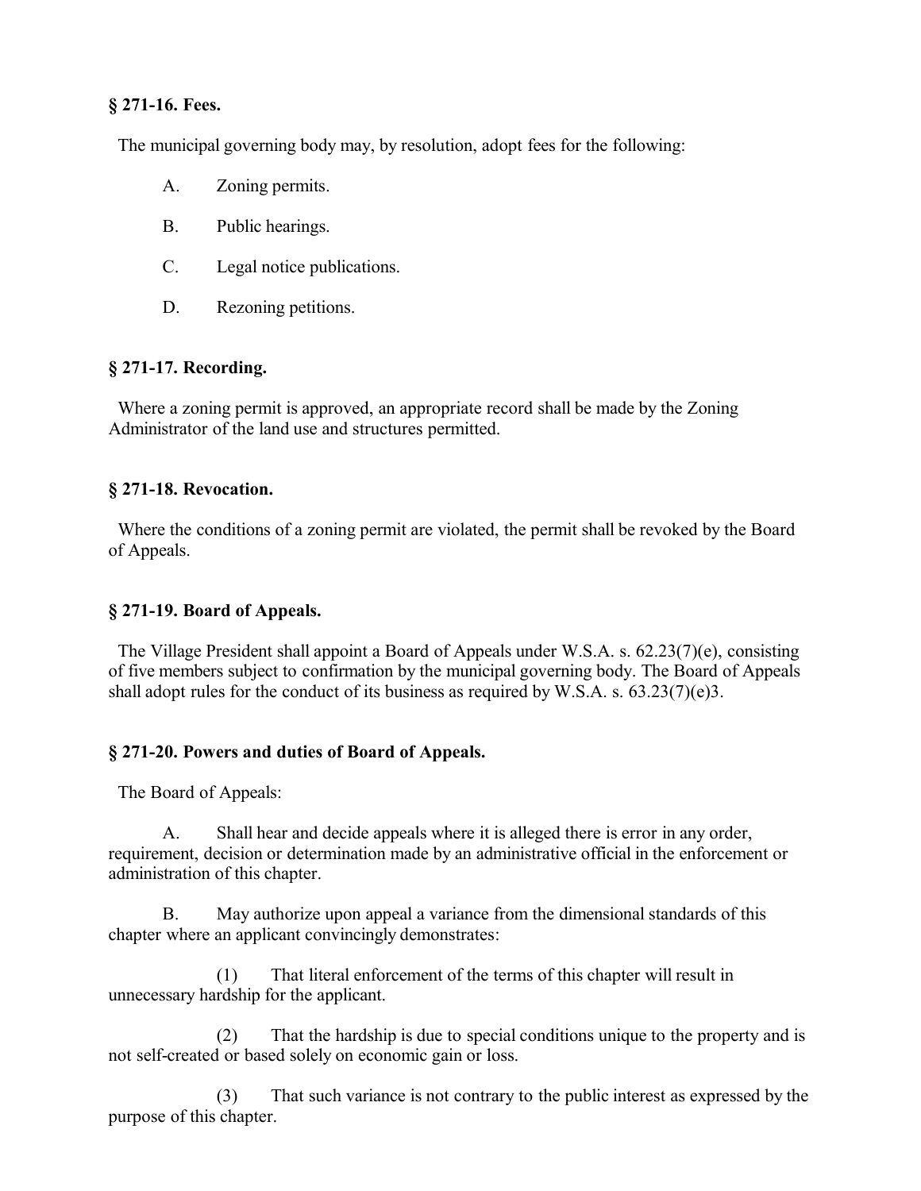**§ 271-16. Fees.**

The municipal governing body may, by resolution, adopt fees for the following:

A. Zoning permits.

B. Public hearings.

C. Legal notice publications.

D. Rezoning petitions.

**§ 271-17. Recording.**

Where a zoning permit is approved, an appropriate record shall be made by the Zoning Administrator of the land use and structures permitted.

**§ 271-18. Revocation.**

Where the conditions of a zoning permit are violated, the permit shall be revoked by the Board of Appeals.

**§ 271-19. Board of Appeals.**

The Village President shall appoint a Board of Appeals under W.S.A. s. 62.23(7)(e), consisting of five members subject to confirmation by the municipal governing body. The Board of Appeals shall adopt rules for the conduct of its business as required by W.S.A. s. 63.23(7)(e)3.

**§ 271-20. Powers and duties of Board of Appeals.**

The Board of Appeals:

A. Shall hear and decide appeals where it is alleged there is error in any order, requirement, decision or determination made by an administrative official in the enforcement or administration of this chapter.

B. May authorize upon appeal a variance from the dimensional standards of this chapter where an applicant convincingly demonstrates:

(1) That literal enforcement of the terms of this chapter will result in unnecessary hardship for the applicant.

(2) That the hardship is due to special conditions unique to the property and is not self-created or based solely on economic gain or loss.

(3) That such variance is not contrary to the public interest as expressed by the purpose of this chapter.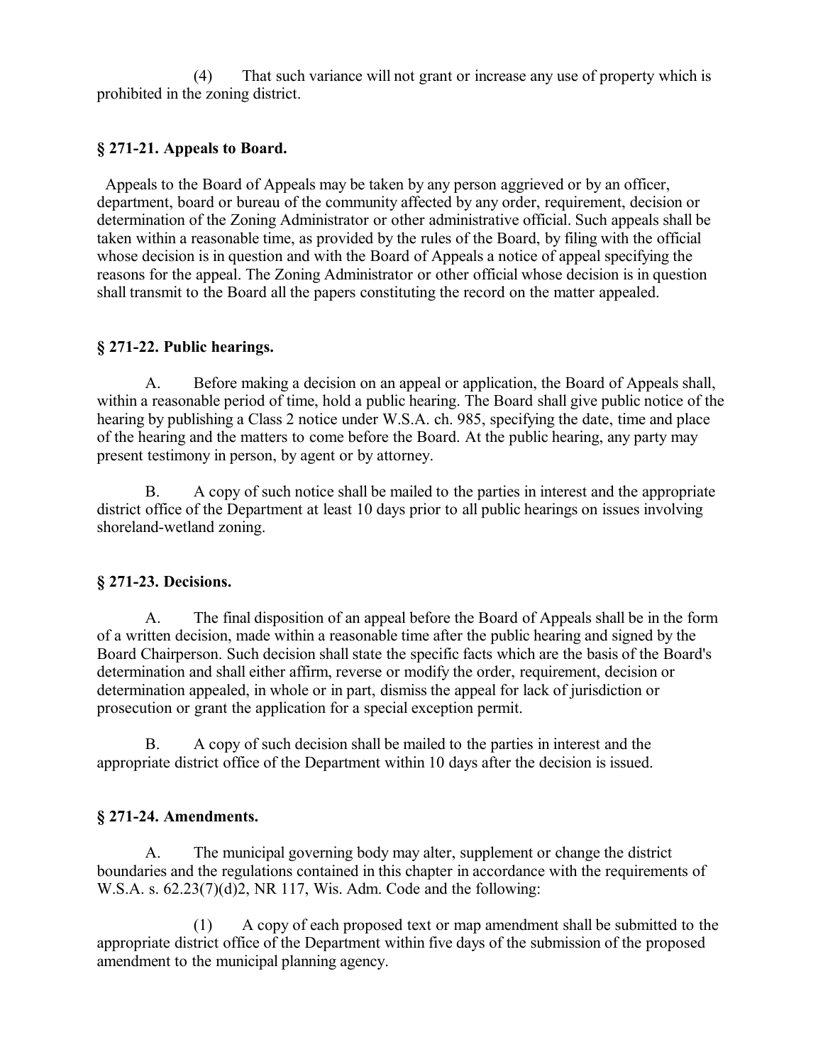(4) That such variance will not grant or increase any use of property which is prohibited in the zoning district.

**§ 271-21. Appeals to Board.**

Appeals to the Board of Appeals may be taken by any person aggrieved or by an officer, department, board or bureau of the community affected by any order, requirement, decision or determination of the Zoning Administrator or other administrative official. Such appeals shall be taken within a reasonable time, as provided by the rules of the Board, by filing with the official whose decision is in question and with the Board of Appeals a notice of appeal specifying the reasons for the appeal. The Zoning Administrator or other official whose decision is in question shall transmit to the Board all the papers constituting the record on the matter appealed.

**§ 271-22. Public hearings.**

A. Before making a decision on an appeal or application, the Board of Appeals shall, within a reasonable period of time, hold a public hearing. The Board shall give public notice of the hearing by publishing a Class 2 notice under W.S.A. ch. 985, specifying the date, time and place of the hearing and the matters to come before the Board. At the public hearing, any party may present testimony in person, by agent or by attorney.

B. A copy of such notice shall be mailed to the parties in interest and the appropriate district office of the Department at least 10 days prior to all public hearings on issues involving shoreland-wetland zoning.

**§ 271-23. Decisions.**

A. The final disposition of an appeal before the Board of Appeals shall be in the form of a written decision, made within a reasonable time after the public hearing and signed by the Board Chairperson. Such decision shall state the specific facts which are the basis of the Board's determination and shall either affirm, reverse or modify the order, requirement, decision or determination appealed, in whole or in part, dismiss the appeal for lack of jurisdiction or prosecution or grant the application for a special exception permit.

B. A copy of such decision shall be mailed to the parties in interest and the appropriate district office of the Department within 10 days after the decision is issued.

**§ 271-24. Amendments.**

A. The municipal governing body may alter, supplement or change the district boundaries and the regulations contained in this chapter in accordance with the requirements of W.S.A. s. 62.23(7)(d)2, NR 117, Wis. Adm. Code and the following:

(1) A copy of each proposed text or map amendment shall be submitted to the appropriate district office of the Department within five days of the submission of the proposed amendment to the municipal planning agency.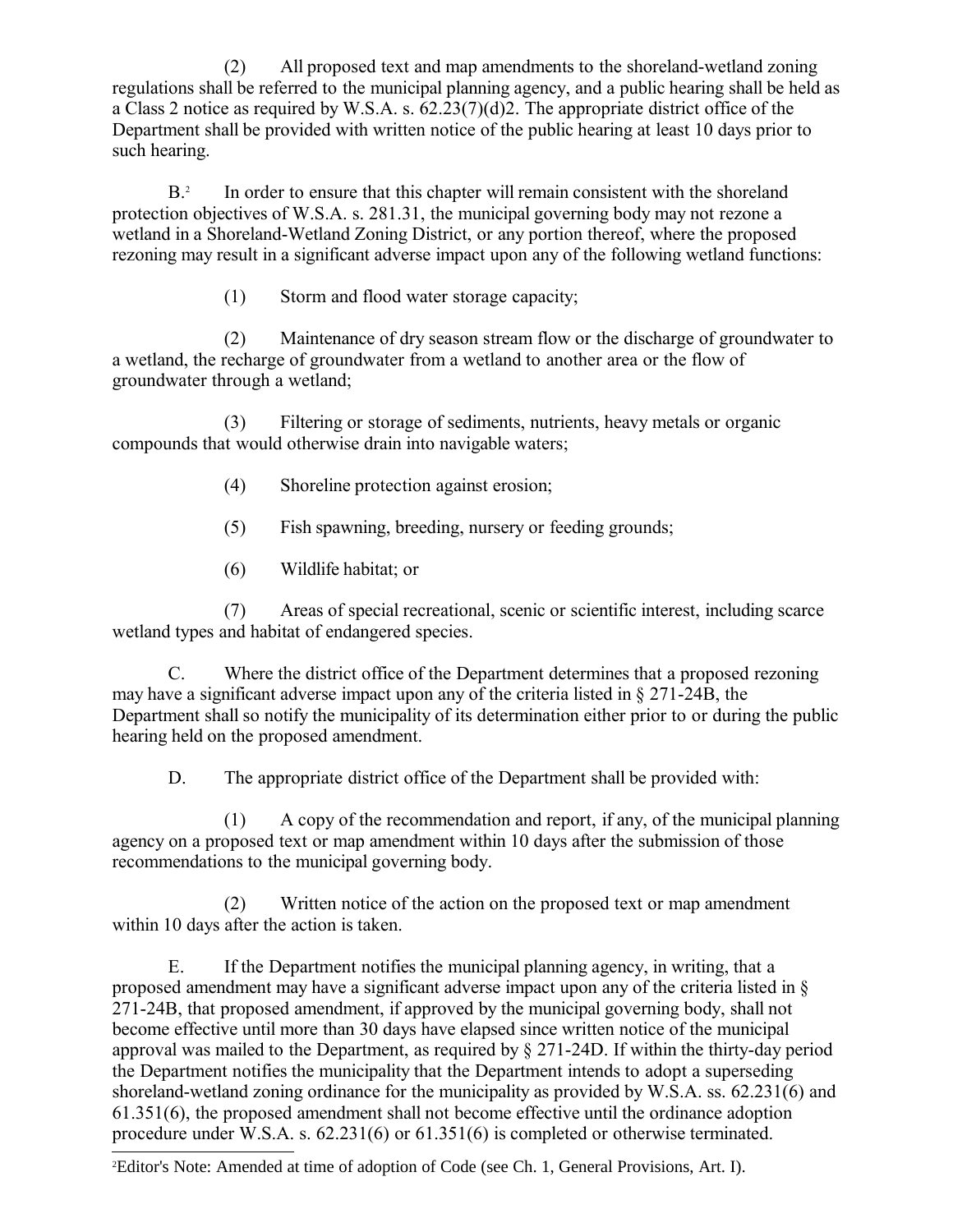(2) All proposed text and map amendments to the shoreland-wetland zoning regulations shall be referred to the municipal planning agency, and a public hearing shall be held as a Class 2 notice as required by W.S.A. s. 62.23(7)(d)2. The appropriate district office of the Department shall be provided with written notice of the public hearing at least 10 days prior to such hearing.

B.[2] In order to ensure that this chapter will remain consistent with the shoreland protection objectives of W.S.A. s. 281.31, the municipal governing body may not rezone a wetland in a Shoreland-Wetland Zoning District, or any portion thereof, where the proposed rezoning may result in a significant adverse impact upon any of the following wetland functions:

(1) Storm and flood water storage capacity;

(2) Maintenance of dry season stream flow or the discharge of groundwater to a wetland, the recharge of groundwater from a wetland to another area or the flow of groundwater through a wetland;

(3) Filtering or storage of sediments, nutrients, heavy metals or organic compounds that would otherwise drain into navigable waters;

(4) Shoreline protection against erosion;

(5) Fish spawning, breeding, nursery or feeding grounds;

(6) Wildlife habitat; or

(7) Areas of special recreational, scenic or scientific interest, including scarce wetland types and habitat of endangered species.

C. Where the district office of the Department determines that a proposed rezoning may have a significant adverse impact upon any of the criteria listed in § 271-24B, the Department shall so notify the municipality of its determination either prior to or during the public hearing held on the proposed amendment.

D. The appropriate district office of the Department shall be provided with:

(1) A copy of the recommendation and report, if any, of the municipal planning agency on a proposed text or map amendment within 10 days after the submission of those recommendations to the municipal governing body.

(2) Written notice of the action on the proposed text or map amendment within 10 days after the action is taken.

E. If the Department notifies the municipal planning agency, in writing, that a proposed amendment may have a significant adverse impact upon any of the criteria listed in § 271-24B, that proposed amendment, if approved by the municipal governing body, shall not become effective until more than 30 days have elapsed since written notice of the municipal approval was mailed to the Department, as required by § 271-24D. If within the thirty-day period the Department notifies the municipality that the Department intends to adopt a superseding shoreland-wetland zoning ordinance for the municipality as provided by W.S.A. ss. 62.231(6) and 61.351(6), the proposed amendment shall not become effective until the ordinance adoption procedure under W.S.A. s. 62.231(6) or 61.351(6) is completed or otherwise terminated.

---

[2] Editor's Note: Amended at time of adoption of Code (see Ch. 1, General Provisions, Art. I).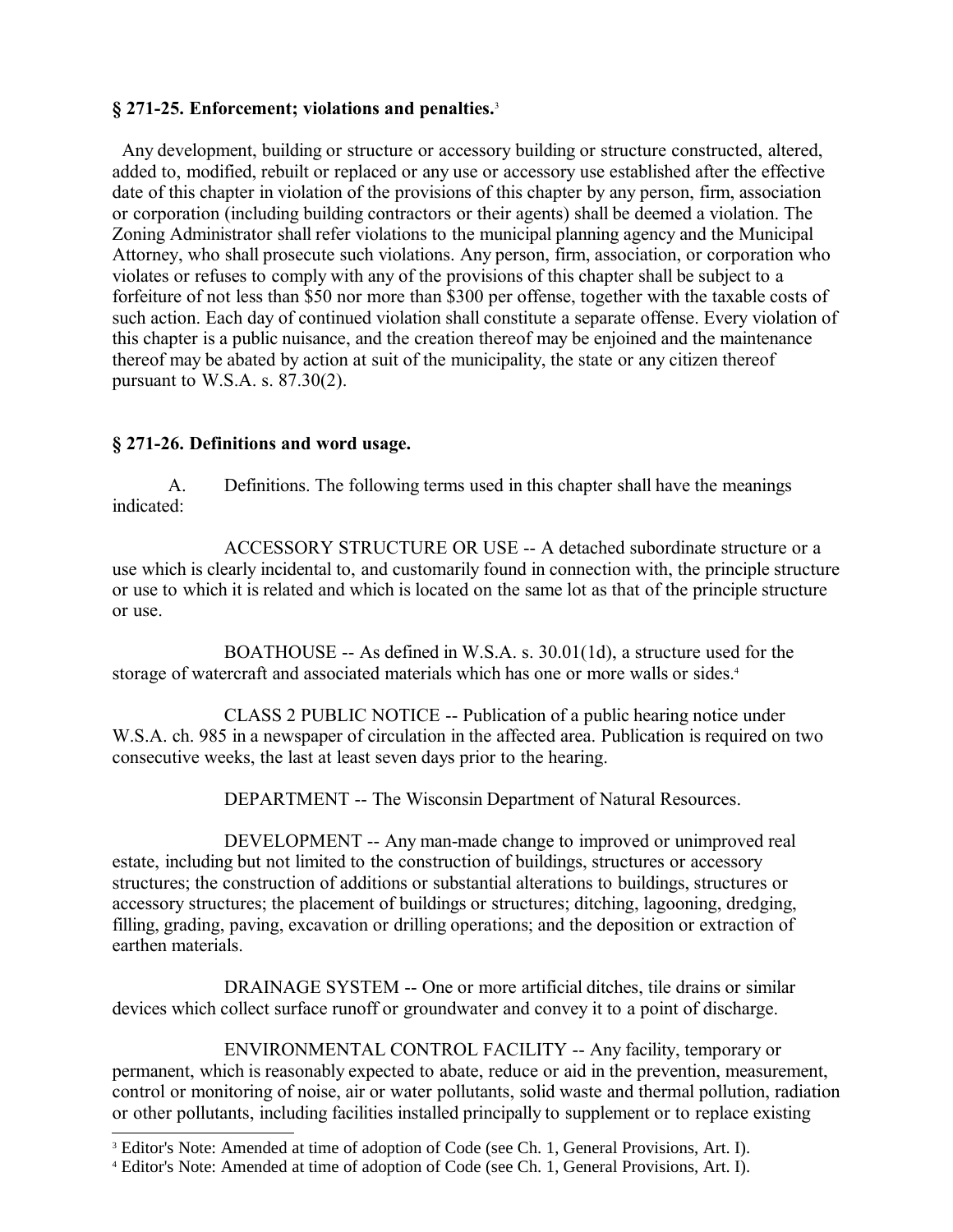### § 271-25. Enforcement; violations and penalties.[3]

Any development, building or structure or accessory building or structure constructed, altered, added to, modified, rebuilt or replaced or any use or accessory use established after the effective date of this chapter in violation of the provisions of this chapter by any person, firm, association or corporation (including building contractors or their agents) shall be deemed a violation. The Zoning Administrator shall refer violations to the municipal planning agency and the Municipal Attorney, who shall prosecute such violations. Any person, firm, association, or corporation who violates or refuses to comply with any of the provisions of this chapter shall be subject to a forfeiture of not less than $50 nor more than $300 per offense, together with the taxable costs of such action. Each day of continued violation shall constitute a separate offense. Every violation of this chapter is a public nuisance, and the creation thereof may be enjoined and the maintenance thereof may be abated by action at suit of the municipality, the state or any citizen thereof pursuant to W.S.A. s. 87.30(2).

### § 271-26. Definitions and word usage.

A. Definitions. The following terms used in this chapter shall have the meanings indicated:

ACCESSORY STRUCTURE OR USE -- A detached subordinate structure or a use which is clearly incidental to, and customarily found in connection with, the principle structure or use to which it is related and which is located on the same lot as that of the principle structure or use.

BOATHOUSE -- As defined in W.S.A. s. 30.01(1d), a structure used for the storage of watercraft and associated materials which has one or more walls or sides.[4]

CLASS 2 PUBLIC NOTICE -- Publication of a public hearing notice under W.S.A. ch. 985 in a newspaper of circulation in the affected area. Publication is required on two consecutive weeks, the last at least seven days prior to the hearing.

DEPARTMENT -- The Wisconsin Department of Natural Resources.

DEVELOPMENT -- Any man-made change to improved or unimproved real estate, including but not limited to the construction of buildings, structures or accessory structures; the construction of additions or substantial alterations to buildings, structures or accessory structures; the placement of buildings or structures; ditching, lagooning, dredging, filling, grading, paving, excavation or drilling operations; and the deposition or extraction of earthen materials.

DRAINAGE SYSTEM -- One or more artificial ditches, tile drains or similar devices which collect surface runoff or groundwater and convey it to a point of discharge.

ENVIRONMENTAL CONTROL FACILITY -- Any facility, temporary or permanent, which is reasonably expected to abate, reduce or aid in the prevention, measurement, control or monitoring of noise, air or water pollutants, solid waste and thermal pollution, radiation or other pollutants, including facilities installed principally to supplement or to replace existing

[3] Editor's Note: Amended at time of adoption of Code (see Ch. 1, General Provisions, Art. I).

[4] Editor's Note: Amended at time of adoption of Code (see Ch. 1, General Provisions, Art. I).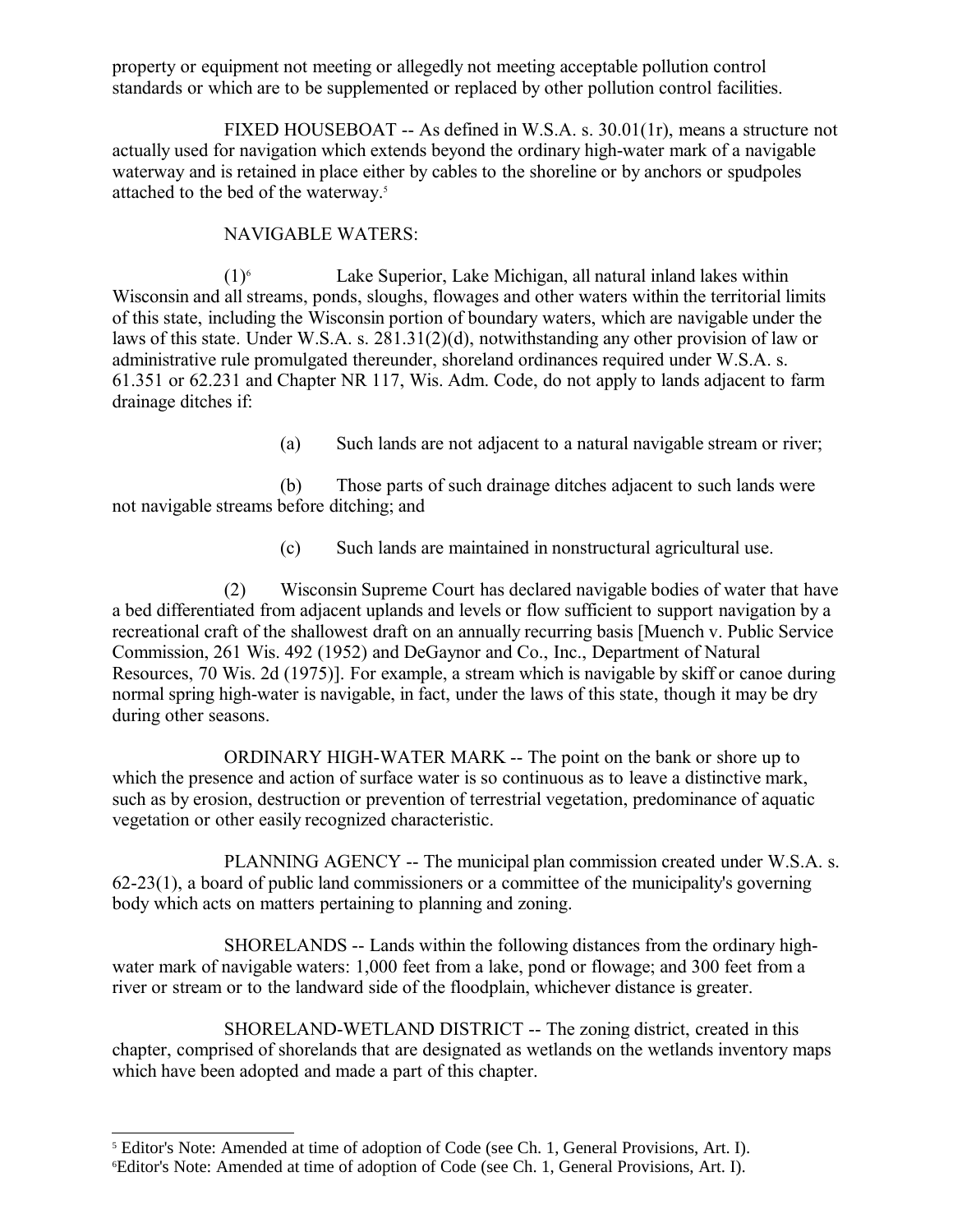property or equipment not meeting or allegedly not meeting acceptable pollution control standards or which are to be supplemented or replaced by other pollution control facilities.

FIXED HOUSEBOAT -- As defined in W.S.A. s. 30.01(1r), means a structure not actually used for navigation which extends beyond the ordinary high-water mark of a navigable waterway and is retained in place either by cables to the shoreline or by anchors or spudpoles attached to the bed of the waterway.[5]

NAVIGABLE WATERS:

(1)[6] Lake Superior, Lake Michigan, all natural inland lakes within Wisconsin and all streams, ponds, sloughs, flowages and other waters within the territorial limits of this state, including the Wisconsin portion of boundary waters, which are navigable under the laws of this state. Under W.S.A. s. 281.31(2)(d), notwithstanding any other provision of law or administrative rule promulgated thereunder, shoreland ordinances required under W.S.A. s. 61.351 or 62.231 and Chapter NR 117, Wis. Adm. Code, do not apply to lands adjacent to farm drainage ditches if:

(a) Such lands are not adjacent to a natural navigable stream or river;

(b) Those parts of such drainage ditches adjacent to such lands were not navigable streams before ditching; and

(c) Such lands are maintained in nonstructural agricultural use.

(2) Wisconsin Supreme Court has declared navigable bodies of water that have a bed differentiated from adjacent uplands and levels or flow sufficient to support navigation by a recreational craft of the shallowest draft on an annually recurring basis [Muench v. Public Service Commission, 261 Wis. 492 (1952) and DeGaynor and Co., Inc., Department of Natural Resources, 70 Wis. 2d (1975)]. For example, a stream which is navigable by skiff or canoe during normal spring high-water is navigable, in fact, under the laws of this state, though it may be dry during other seasons.

ORDINARY HIGH-WATER MARK -- The point on the bank or shore up to which the presence and action of surface water is so continuous as to leave a distinctive mark, such as by erosion, destruction or prevention of terrestrial vegetation, predominance of aquatic vegetation or other easily recognized characteristic.

PLANNING AGENCY -- The municipal plan commission created under W.S.A. s. 62-23(1), a board of public land commissioners or a committee of the municipality's governing body which acts on matters pertaining to planning and zoning.

SHORELANDS -- Lands within the following distances from the ordinary high-water mark of navigable waters: 1,000 feet from a lake, pond or flowage; and 300 feet from a river or stream or to the landward side of the floodplain, whichever distance is greater.

SHORELAND-WETLAND DISTRICT -- The zoning district, created in this chapter, comprised of shorelands that are designated as wetlands on the wetlands inventory maps which have been adopted and made a part of this chapter.

---

[5] Editor's Note: Amended at time of adoption of Code (see Ch. 1, General Provisions, Art. I).

[6] Editor's Note: Amended at time of adoption of Code (see Ch. 1, General Provisions, Art. I).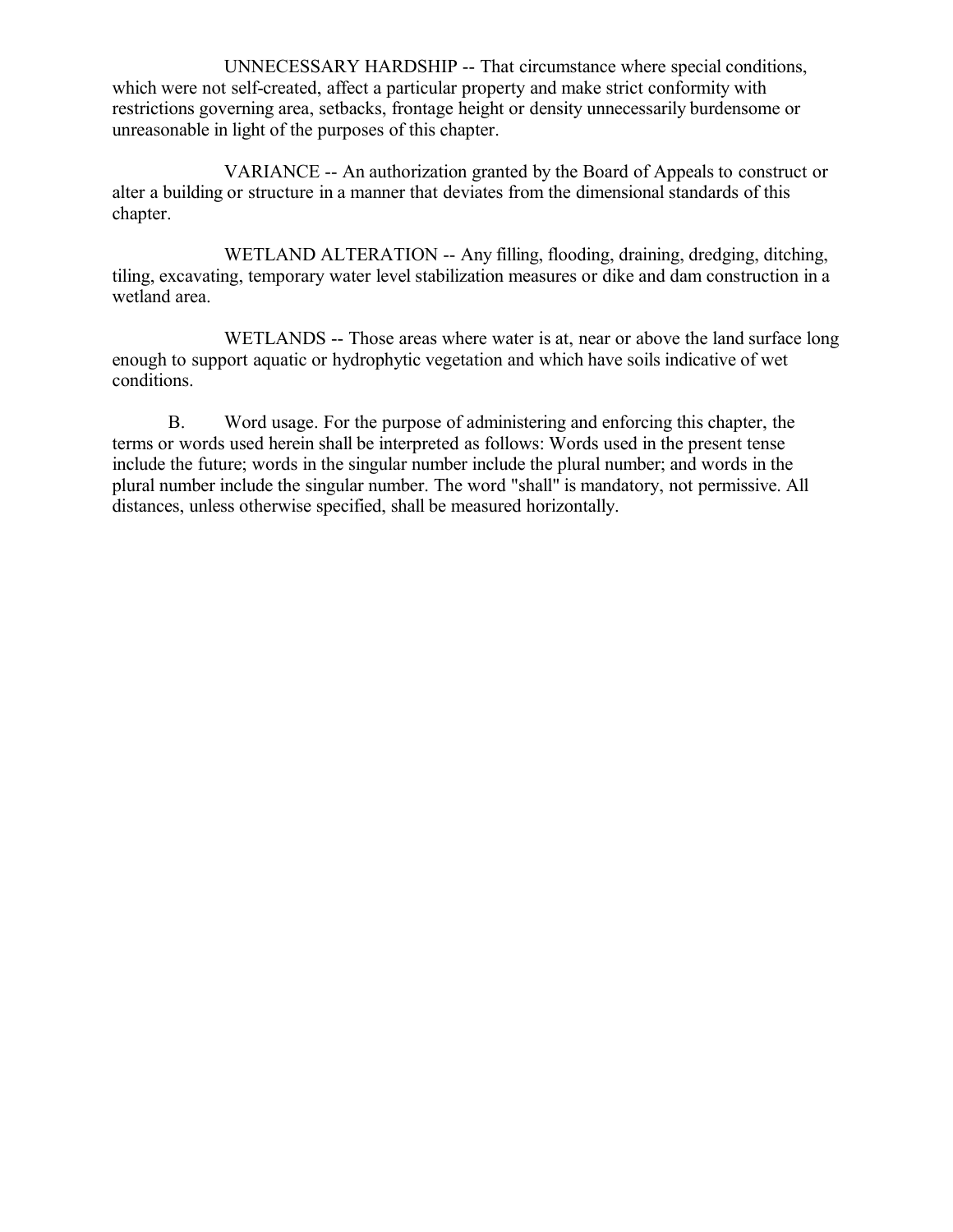UNNECESSARY HARDSHIP -- That circumstance where special conditions, which were not self-created, affect a particular property and make strict conformity with restrictions governing area, setbacks, frontage height or density unnecessarily burdensome or unreasonable in light of the purposes of this chapter.

VARIANCE -- An authorization granted by the Board of Appeals to construct or alter a building or structure in a manner that deviates from the dimensional standards of this chapter.

WETLAND ALTERATION -- Any filling, flooding, draining, dredging, ditching, tiling, excavating, temporary water level stabilization measures or dike and dam construction in a wetland area.

WETLANDS -- Those areas where water is at, near or above the land surface long enough to support aquatic or hydrophytic vegetation and which have soils indicative of wet conditions.

B. Word usage. For the purpose of administering and enforcing this chapter, the terms or words used herein shall be interpreted as follows: Words used in the present tense include the future; words in the singular number include the plural number; and words in the plural number include the singular number. The word "shall" is mandatory, not permissive. All distances, unless otherwise specified, shall be measured horizontally.